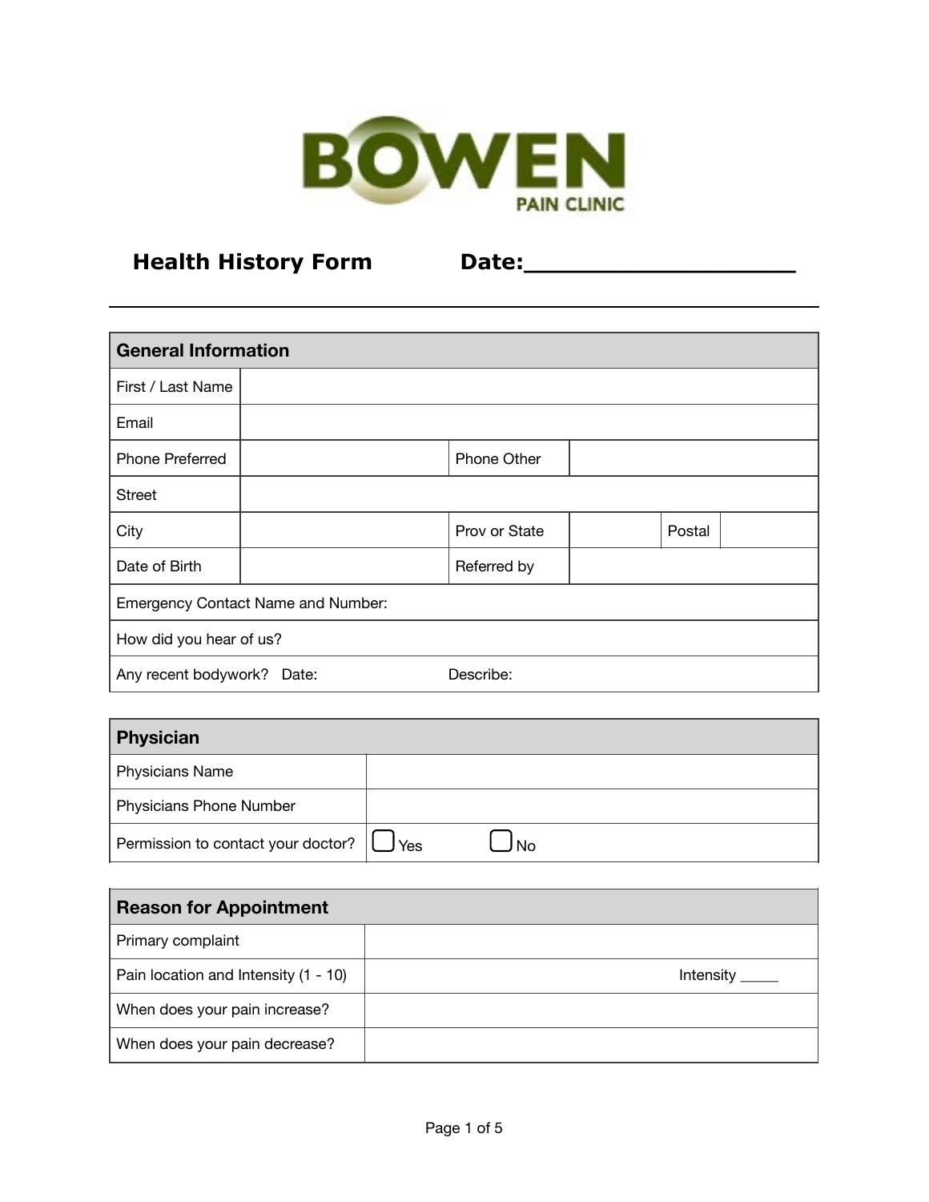# BOWEN PAIN CLINIC

## Health History Form Date:_________________

| General Information | | | | | |
|---|---|---|---|---|---|
| First / Last Name | | | | | |
| Email | | | | | |
| Phone Preferred | | Phone Other | | | |
| Street | | | | | |
| City | | Prov or State | | Postal | |
| Date of Birth | | Referred by | | | |
| Emergency Contact Name and Number: | | | | | |
| How did you hear of us? | | | | | |
| Any recent bodywork? Date: | | Describe: | | | |

| Physician | |
|---|---|
| Physicians Name | |
| Physicians Phone Number | |
| Permission to contact your doctor? | ☐ Yes ☐ No |

| Reason for Appointment | |
|---|---|
| Primary complaint | |
| Pain location and Intensity (1 - 10) | Intensity _____ |
| When does your pain increase? | |
| When does your pain decrease? | |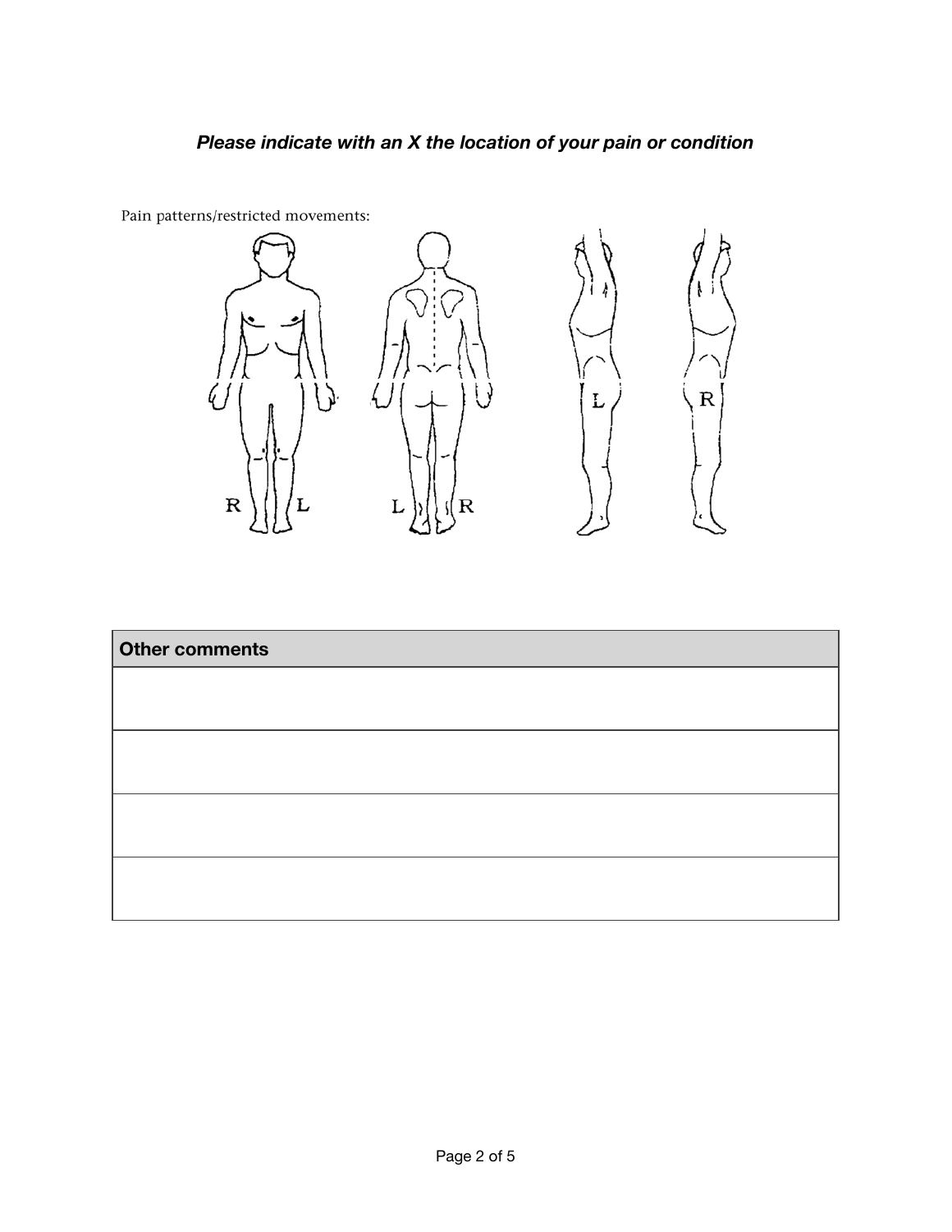***Please indicate with an X the location of your pain or condition***

Pain patterns/restricted movements:

R L

L R

L

R

| **Other comments** |
|---|
| |
| |
| |
| |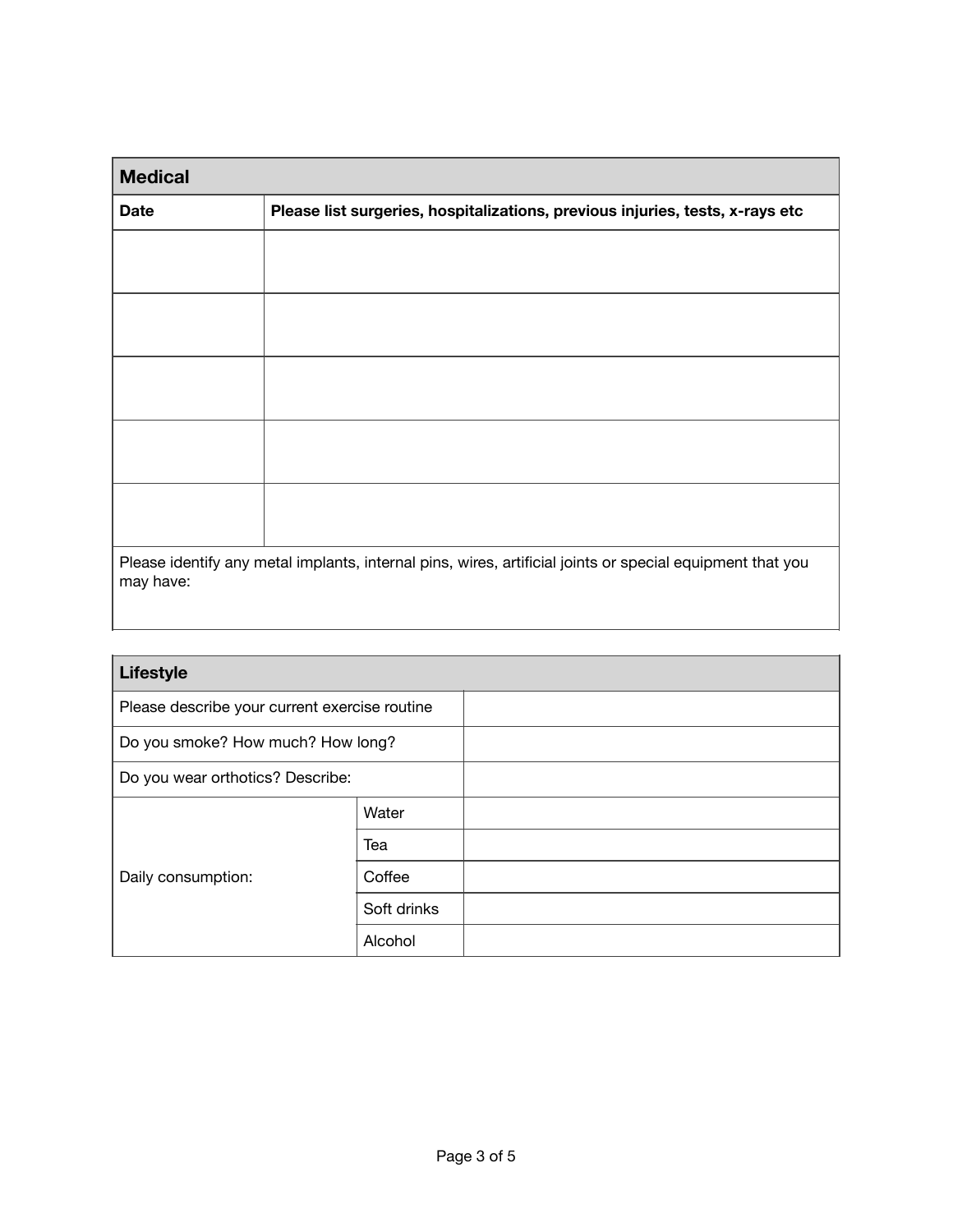## Medical

| Date | Please list surgeries, hospitalizations, previous injuries, tests, x-rays etc |
|---|---|
| | |
| | |
| | |
| | |
| | |

Please identify any metal implants, internal pins, wires, artificial joints or special equipment that you may have:

## Lifestyle

| | | |
|---|---|---|
| Please describe your current exercise routine | | |
| Do you smoke? How much? How long? | | |
| Do you wear orthotics? Describe: | | |
| Daily consumption: | Water | |
| | Tea | |
| | Coffee | |
| | Soft drinks | |
| | Alcohol | |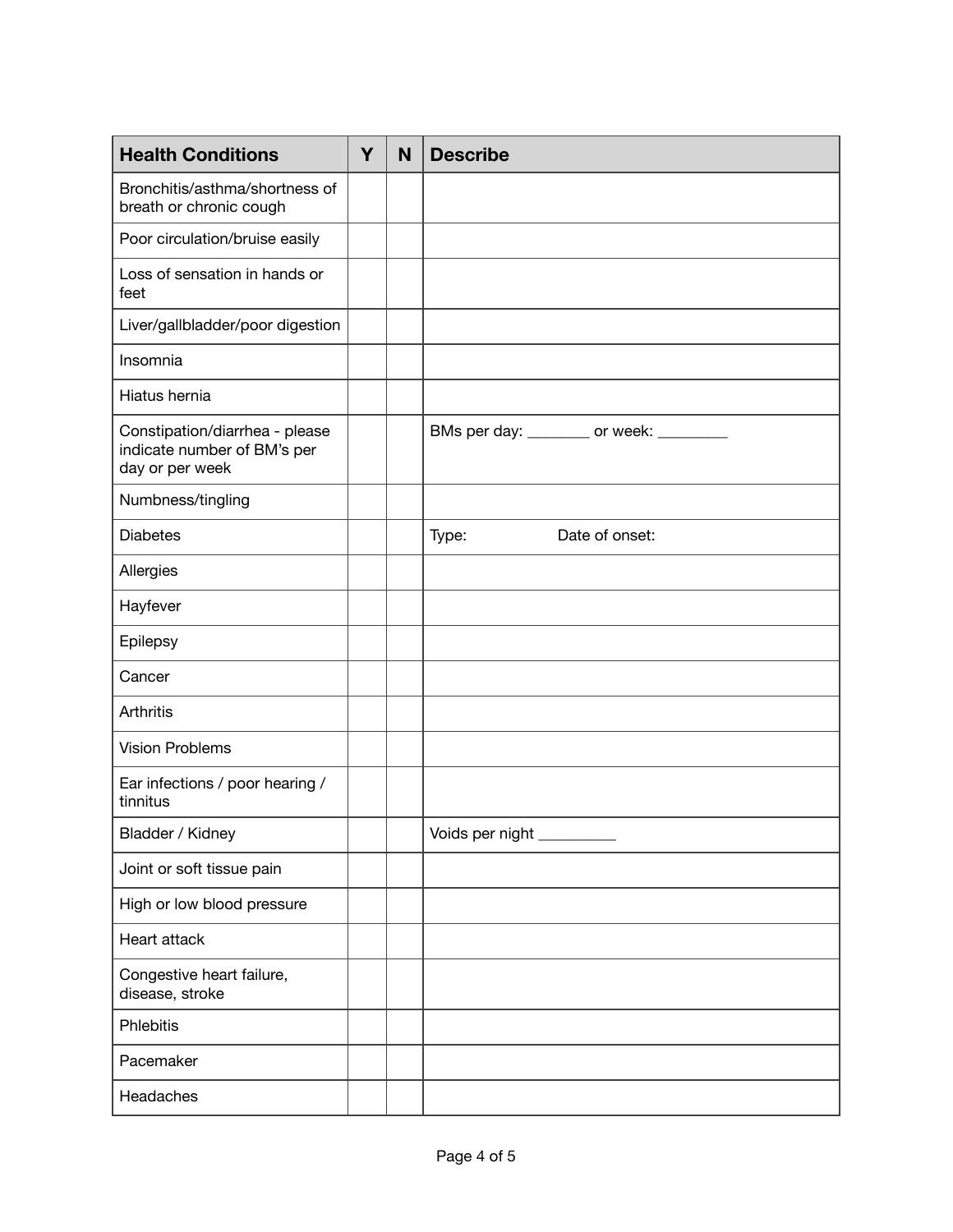| Health Conditions | Y | N | Describe |
| --- | --- | --- | --- |
| Bronchitis/asthma/shortness of breath or chronic cough | | | |
| Poor circulation/bruise easily | | | |
| Loss of sensation in hands or feet | | | |
| Liver/gallbladder/poor digestion | | | |
| Insomnia | | | |
| Hiatus hernia | | | |
| Constipation/diarrhea - please indicate number of BM's per day or per week | | | BMs per day: ________ or week: _________ |
| Numbness/tingling | | | |
| Diabetes | | | Type: Date of onset: |
| Allergies | | | |
| Hayfever | | | |
| Epilepsy | | | |
| Cancer | | | |
| Arthritis | | | |
| Vision Problems | | | |
| Ear infections / poor hearing / tinnitus | | | |
| Bladder / Kidney | | | Voids per night __________ |
| Joint or soft tissue pain | | | |
| High or low blood pressure | | | |
| Heart attack | | | |
| Congestive heart failure, disease, stroke | | | |
| Phlebitis | | | |
| Pacemaker | | | |
| Headaches | | | |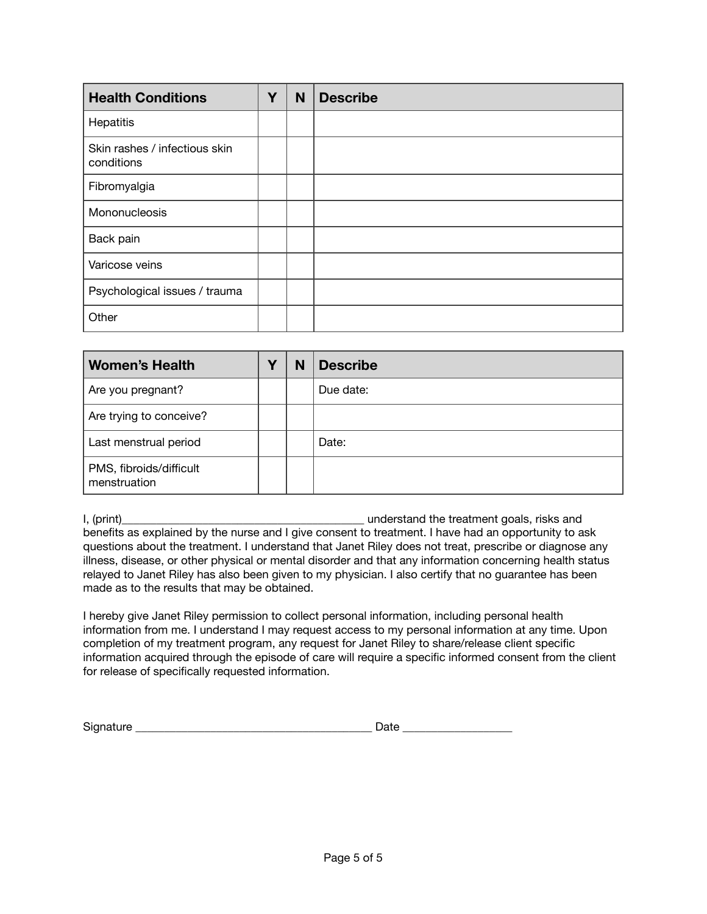| Health Conditions | Y | N | Describe |
|---|---|---|---|
| Hepatitis | | | |
| Skin rashes / infectious skin conditions | | | |
| Fibromyalgia | | | |
| Mononucleosis | | | |
| Back pain | | | |
| Varicose veins | | | |
| Psychological issues / trauma | | | |
| Other | | | |

| Women's Health | Y | N | Describe |
|---|---|---|---|
| Are you pregnant? | | | Due date: |
| Are trying to conceive? | | | |
| Last menstrual period | | | Date: |
| PMS, fibroids/difficult menstruation | | | |

I, (print)__________________________________________ understand the treatment goals, risks and benefits as explained by the nurse and I give consent to treatment. I have had an opportunity to ask questions about the treatment. I understand that Janet Riley does not treat, prescribe or diagnose any illness, disease, or other physical or mental disorder and that any information concerning health status relayed to Janet Riley has also been given to my physician. I also certify that no guarantee has been made as to the results that may be obtained.

I hereby give Janet Riley permission to collect personal information, including personal health information from me. I understand I may request access to my personal information at any time. Upon completion of my treatment program, any request for Janet Riley to share/release client specific information acquired through the episode of care will require a specific informed consent from the client for release of specifically requested information.

Signature __________________________________________ Date ___________________